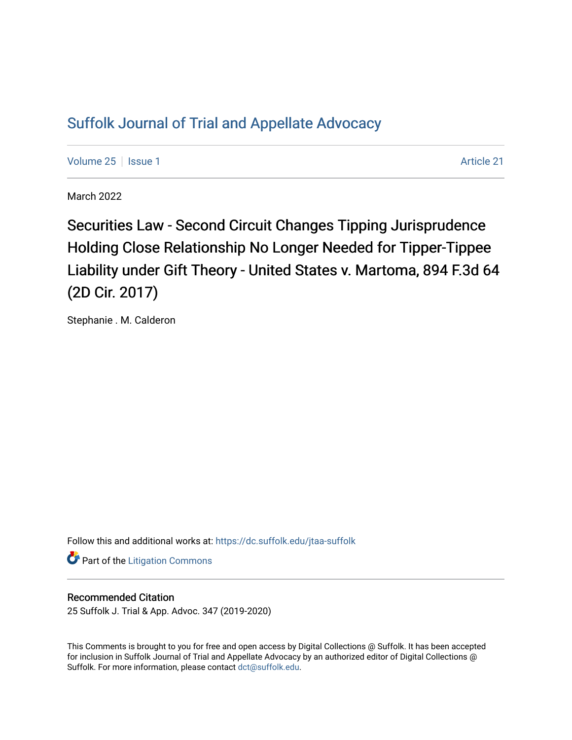# Suffolk Journal of Trial and Appellate Advocacy

Volume 25 | Issue 1 Article 21

March 2022

## Securities Law - Second Circuit Changes Tipping Jurisprudence Holding Close Relationship No Longer Needed for Tipper-Tippee Liability under Gift Theory - United States v. Martoma, 894 F.3d 64 (2D Cir. 2017)

Stephanie . M. Calderon

Follow this and additional works at: https://dc.suffolk.edu/jtaa-suffolk

Part of the Litigation Commons

### Recommended Citation

25 Suffolk J. Trial & App. Advoc. 347 (2019-2020)

This Comments is brought to you for free and open access by Digital Collections @ Suffolk. It has been accepted for inclusion in Suffolk Journal of Trial and Appellate Advocacy by an authorized editor of Digital Collections @ Suffolk. For more information, please contact dct@suffolk.edu.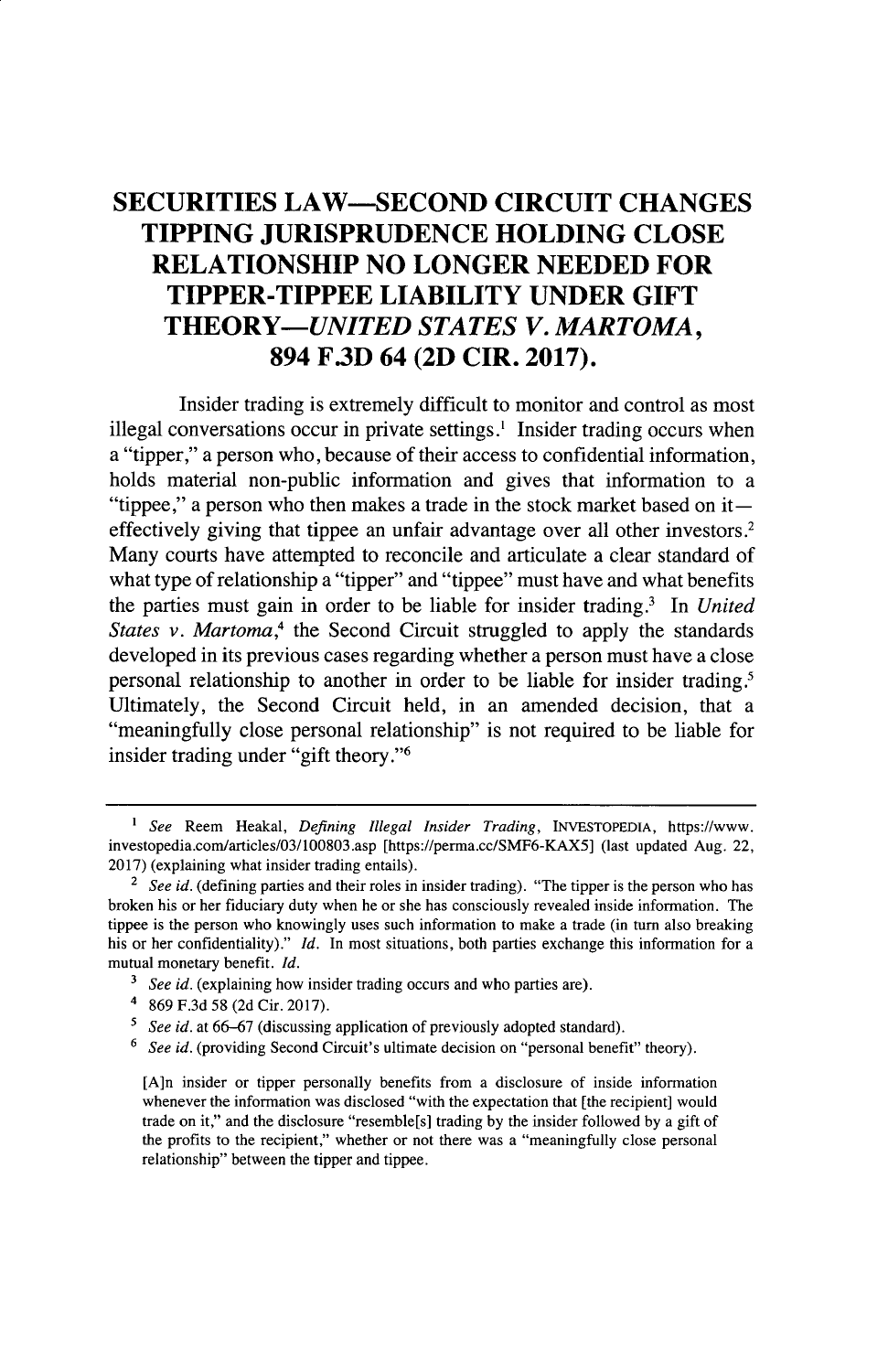# SECURITIES LAW—SECOND CIRCUIT CHANGES TIPPING JURISPRUDENCE HOLDING CLOSE RELATIONSHIP NO LONGER NEEDED FOR TIPPER-TIPPEE LIABILITY UNDER GIFT THEORY—*UNITED STATES V. MARTOMA*, 894 F.3D 64 (2D CIR. 2017).

Insider trading is extremely difficult to monitor and control as most illegal conversations occur in private settings.[1] Insider trading occurs when a "tipper," a person who, because of their access to confidential information, holds material non-public information and gives that information to a "tippee," a person who then makes a trade in the stock market based on it—effectively giving that tippee an unfair advantage over all other investors.[2] Many courts have attempted to reconcile and articulate a clear standard of what type of relationship a "tipper" and "tippee" must have and what benefits the parties must gain in order to be liable for insider trading.[3] In *United States v. Martoma*,[4] the Second Circuit struggled to apply the standards developed in its previous cases regarding whether a person must have a close personal relationship to another in order to be liable for insider trading.[5] Ultimately, the Second Circuit held, in an amended decision, that a "meaningfully close personal relationship" is not required to be liable for insider trading under "gift theory."[6]

---

[1] *See* Reem Heakal, *Defining Illegal Insider Trading*, INVESTOPEDIA, https://www.investopedia.com/articles/03/100803.asp [https://perma.cc/SMF6-KAX5] (last updated Aug. 22, 2017) (explaining what insider trading entails).

[2] *See id.* (defining parties and their roles in insider trading). "The tipper is the person who has broken his or her fiduciary duty when he or she has consciously revealed inside information. The tippee is the person who knowingly uses such information to make a trade (in turn also breaking his or her confidentiality)." *Id.* In most situations, both parties exchange this information for a mutual monetary benefit. *Id.*

[3] *See id.* (explaining how insider trading occurs and who parties are).

[4] 869 F.3d 58 (2d Cir. 2017).

[5] *See id.* at 66–67 (discussing application of previously adopted standard).

[6] *See id.* (providing Second Circuit's ultimate decision on "personal benefit" theory).

> [A]n insider or tipper personally benefits from a disclosure of inside information whenever the information was disclosed "with the expectation that [the recipient] would trade on it," and the disclosure "resemble[s] trading by the insider followed by a gift of the profits to the recipient," whether or not there was a "meaningfully close personal relationship" between the tipper and tippee.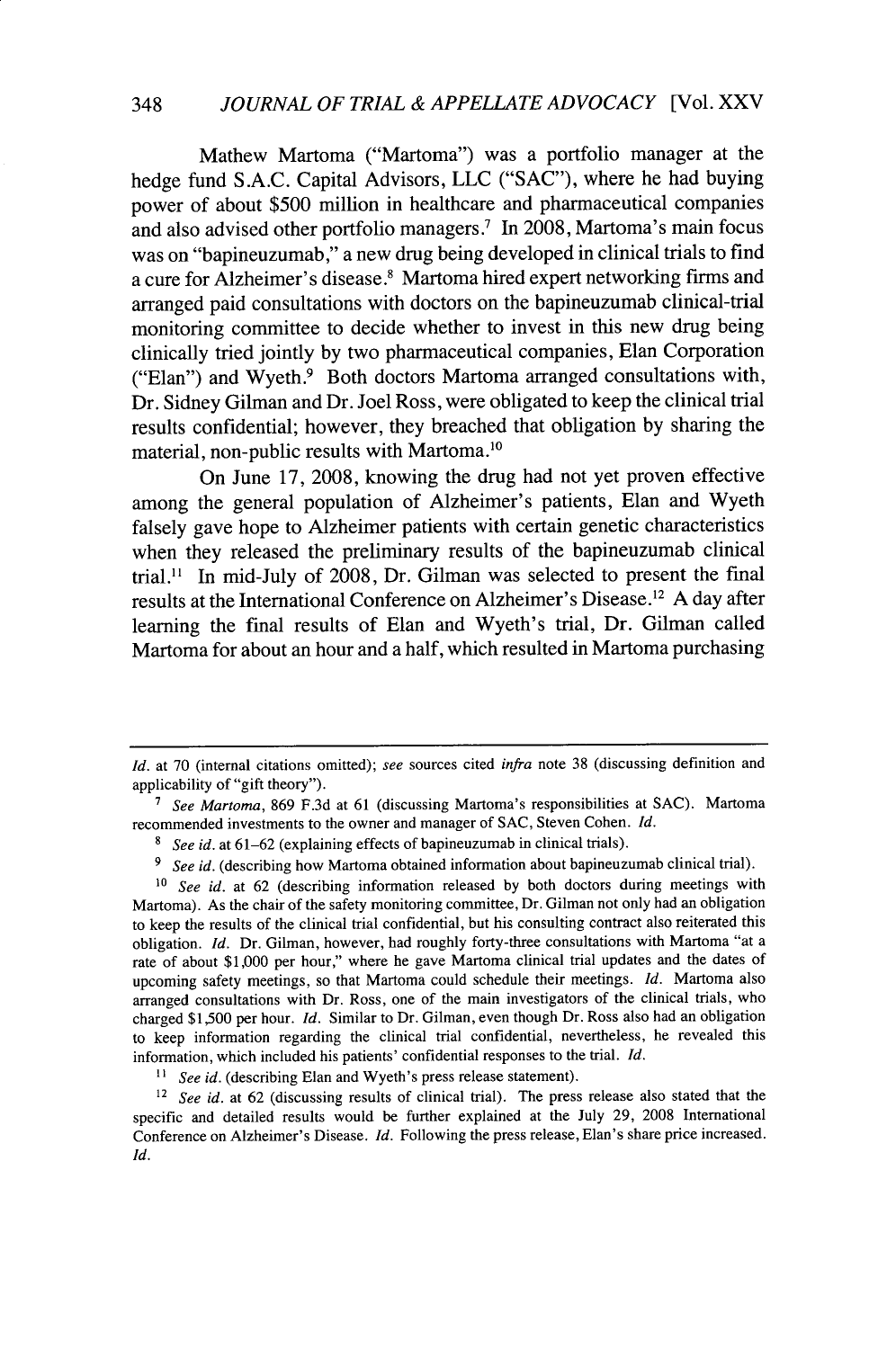Mathew Martoma ("Martoma") was a portfolio manager at the hedge fund S.A.C. Capital Advisors, LLC ("SAC"), where he had buying power of about $500 million in healthcare and pharmaceutical companies and also advised other portfolio managers.[7] In 2008, Martoma's main focus was on "bapineuzumab," a new drug being developed in clinical trials to find a cure for Alzheimer's disease.[8] Martoma hired expert networking firms and arranged paid consultations with doctors on the bapineuzumab clinical-trial monitoring committee to decide whether to invest in this new drug being clinically tried jointly by two pharmaceutical companies, Elan Corporation ("Elan") and Wyeth.[9] Both doctors Martoma arranged consultations with, Dr. Sidney Gilman and Dr. Joel Ross, were obligated to keep the clinical trial results confidential; however, they breached that obligation by sharing the material, non-public results with Martoma.[10]

On June 17, 2008, knowing the drug had not yet proven effective among the general population of Alzheimer's patients, Elan and Wyeth falsely gave hope to Alzheimer patients with certain genetic characteristics when they released the preliminary results of the bapineuzumab clinical trial.[11] In mid-July of 2008, Dr. Gilman was selected to present the final results at the International Conference on Alzheimer's Disease.[12] A day after learning the final results of Elan and Wyeth's trial, Dr. Gilman called Martoma for about an hour and a half, which resulted in Martoma purchasing

---

*Id.* at 70 (internal citations omitted); *see* sources cited *infra* note 38 (discussing definition and applicability of "gift theory").

[7] *See Martoma*, 869 F.3d at 61 (discussing Martoma's responsibilities at SAC). Martoma recommended investments to the owner and manager of SAC, Steven Cohen. *Id.*

[8] *See id.* at 61–62 (explaining effects of bapineuzumab in clinical trials).

[9] *See id.* (describing how Martoma obtained information about bapineuzumab clinical trial).

[10] *See id.* at 62 (describing information released by both doctors during meetings with Martoma). As the chair of the safety monitoring committee, Dr. Gilman not only had an obligation to keep the results of the clinical trial confidential, but his consulting contract also reiterated this obligation. *Id.* Dr. Gilman, however, had roughly forty-three consultations with Martoma "at a rate of about $1,000 per hour," where he gave Martoma clinical trial updates and the dates of upcoming safety meetings, so that Martoma could schedule their meetings. *Id.* Martoma also arranged consultations with Dr. Ross, one of the main investigators of the clinical trials, who charged $1,500 per hour. *Id.* Similar to Dr. Gilman, even though Dr. Ross also had an obligation to keep information regarding the clinical trial confidential, nevertheless, he revealed this information, which included his patients' confidential responses to the trial. *Id.*

[11] *See id.* (describing Elan and Wyeth's press release statement).

[12] *See id.* at 62 (discussing results of clinical trial). The press release also stated that the specific and detailed results would be further explained at the July 29, 2008 International Conference on Alzheimer's Disease. *Id.* Following the press release, Elan's share price increased. *Id.*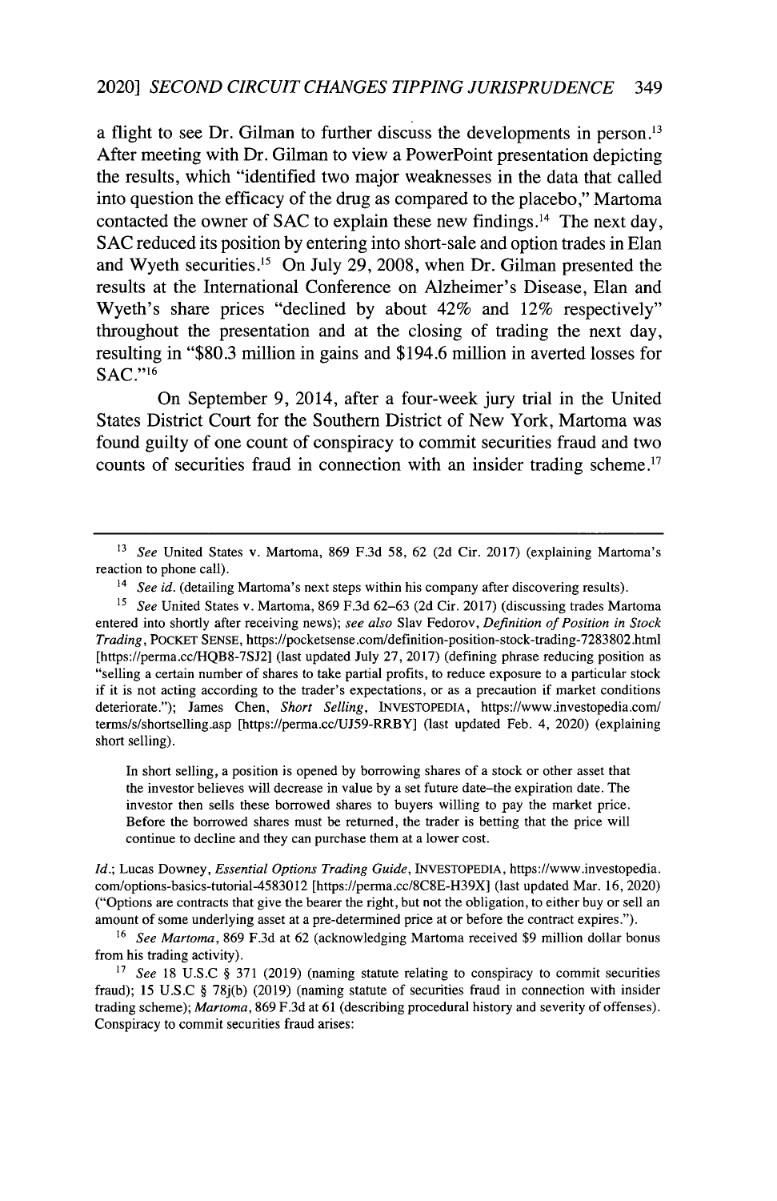a flight to see Dr. Gilman to further discuss the developments in person.[13] After meeting with Dr. Gilman to view a PowerPoint presentation depicting the results, which "identified two major weaknesses in the data that called into question the efficacy of the drug as compared to the placebo," Martoma contacted the owner of SAC to explain these new findings.[14] The next day, SAC reduced its position by entering into short-sale and option trades in Elan and Wyeth securities.[15] On July 29, 2008, when Dr. Gilman presented the results at the International Conference on Alzheimer's Disease, Elan and Wyeth's share prices "declined by about 42% and 12% respectively" throughout the presentation and at the closing of trading the next day, resulting in "$80.3 million in gains and $194.6 million in averted losses for SAC."[16]

On September 9, 2014, after a four-week jury trial in the United States District Court for the Southern District of New York, Martoma was found guilty of one count of conspiracy to commit securities fraud and two counts of securities fraud in connection with an insider trading scheme.[17]

---

[13] *See* United States v. Martoma, 869 F.3d 58, 62 (2d Cir. 2017) (explaining Martoma's reaction to phone call).

[14] *See id.* (detailing Martoma's next steps within his company after discovering results).

[15] *See* United States v. Martoma, 869 F.3d 62–63 (2d Cir. 2017) (discussing trades Martoma entered into shortly after receiving news); *see also* Slav Fedorov, *Definition of Position in Stock Trading*, POCKET SENSE, https://pocketsense.com/definition-position-stock-trading-7283802.html [https://perma.cc/HQB8-7SJ2] (last updated July 27, 2017) (defining phrase reducing position as "selling a certain number of shares to take partial profits, to reduce exposure to a particular stock if it is not acting according to the trader's expectations, or as a precaution if market conditions deteriorate."); James Chen, *Short Selling*, INVESTOPEDIA, https://www.investopedia.com/terms/s/shortselling.asp [https://perma.cc/UJ59-RRBY] (last updated Feb. 4, 2020) (explaining short selling).

> In short selling, a position is opened by borrowing shares of a stock or other asset that the investor believes will decrease in value by a set future date–the expiration date. The investor then sells these borrowed shares to buyers willing to pay the market price. Before the borrowed shares must be returned, the trader is betting that the price will continue to decline and they can purchase them at a lower cost.

*Id.*; Lucas Downey, *Essential Options Trading Guide*, INVESTOPEDIA, https://www.investopedia.com/options-basics-tutorial-4583012 [https://perma.cc/8C8E-H39X] (last updated Mar. 16, 2020) ("Options are contracts that give the bearer the right, but not the obligation, to either buy or sell an amount of some underlying asset at a pre-determined price at or before the contract expires.").

[16] *See Martoma*, 869 F.3d at 62 (acknowledging Martoma received $9 million dollar bonus from his trading activity).

[17] *See* 18 U.S.C § 371 (2019) (naming statute relating to conspiracy to commit securities fraud); 15 U.S.C § 78j(b) (2019) (naming statute of securities fraud in connection with insider trading scheme); *Martoma*, 869 F.3d at 61 (describing procedural history and severity of offenses). Conspiracy to commit securities fraud arises: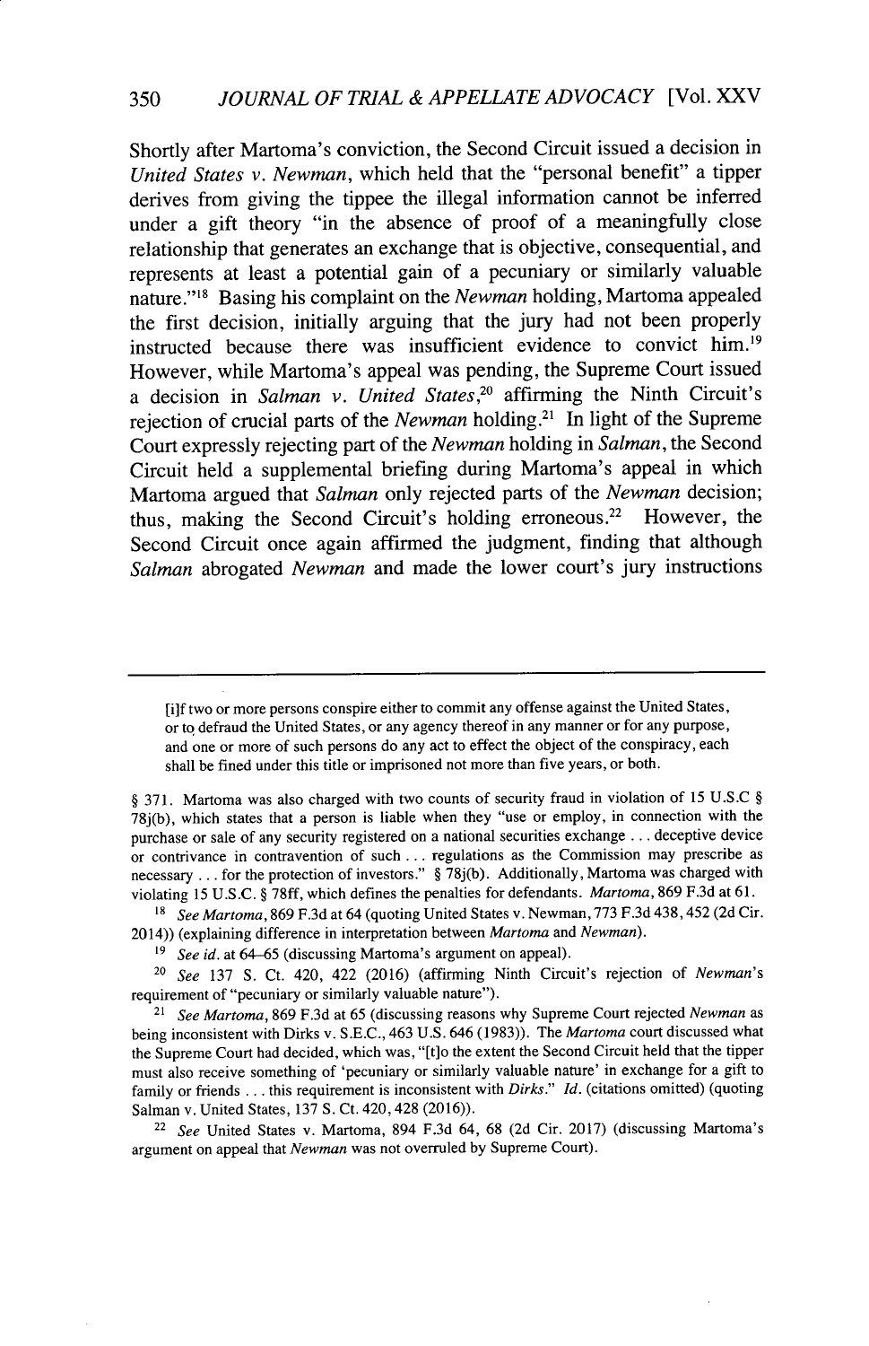Shortly after Martoma's conviction, the Second Circuit issued a decision in *United States v. Newman*, which held that the "personal benefit" a tipper derives from giving the tippee the illegal information cannot be inferred under a gift theory "in the absence of proof of a meaningfully close relationship that generates an exchange that is objective, consequential, and represents at least a potential gain of a pecuniary or similarly valuable nature."[18] Basing his complaint on the *Newman* holding, Martoma appealed the first decision, initially arguing that the jury had not been properly instructed because there was insufficient evidence to convict him.[19] However, while Martoma's appeal was pending, the Supreme Court issued a decision in *Salman v. United States*,[20] affirming the Ninth Circuit's rejection of crucial parts of the *Newman* holding.[21] In light of the Supreme Court expressly rejecting part of the *Newman* holding in *Salman*, the Second Circuit held a supplemental briefing during Martoma's appeal in which Martoma argued that *Salman* only rejected parts of the *Newman* decision; thus, making the Second Circuit's holding erroneous.[22] However, the Second Circuit once again affirmed the judgment, finding that although *Salman* abrogated *Newman* and made the lower court's jury instructions

---

> [i]f two or more persons conspire either to commit any offense against the United States, or to defraud the United States, or any agency thereof in any manner or for any purpose, and one or more of such persons do any act to effect the object of the conspiracy, each shall be fined under this title or imprisoned not more than five years, or both.

§ 371. Martoma was also charged with two counts of security fraud in violation of 15 U.S.C § 78j(b), which states that a person is liable when they "use or employ, in connection with the purchase or sale of any security registered on a national securities exchange . . . deceptive device or contrivance in contravention of such . . . regulations as the Commission may prescribe as necessary . . . for the protection of investors." § 78j(b). Additionally, Martoma was charged with violating 15 U.S.C. § 78ff, which defines the penalties for defendants. *Martoma*, 869 F.3d at 61.

[18] *See Martoma*, 869 F.3d at 64 (quoting United States v. Newman, 773 F.3d 438, 452 (2d Cir. 2014)) (explaining difference in interpretation between *Martoma* and *Newman*).

[19] *See id.* at 64–65 (discussing Martoma's argument on appeal).

[20] *See* 137 S. Ct. 420, 422 (2016) (affirming Ninth Circuit's rejection of *Newman*'s requirement of "pecuniary or similarly valuable nature").

[21] *See Martoma*, 869 F.3d at 65 (discussing reasons why Supreme Court rejected *Newman* as being inconsistent with Dirks v. S.E.C., 463 U.S. 646 (1983)). The *Martoma* court discussed what the Supreme Court had decided, which was, "[t]o the extent the Second Circuit held that the tipper must also receive something of 'pecuniary or similarly valuable nature' in exchange for a gift to family or friends . . . this requirement is inconsistent with *Dirks*." *Id.* (citations omitted) (quoting Salman v. United States, 137 S. Ct. 420, 428 (2016)).

[22] *See* United States v. Martoma, 894 F.3d 64, 68 (2d Cir. 2017) (discussing Martoma's argument on appeal that *Newman* was not overruled by Supreme Court).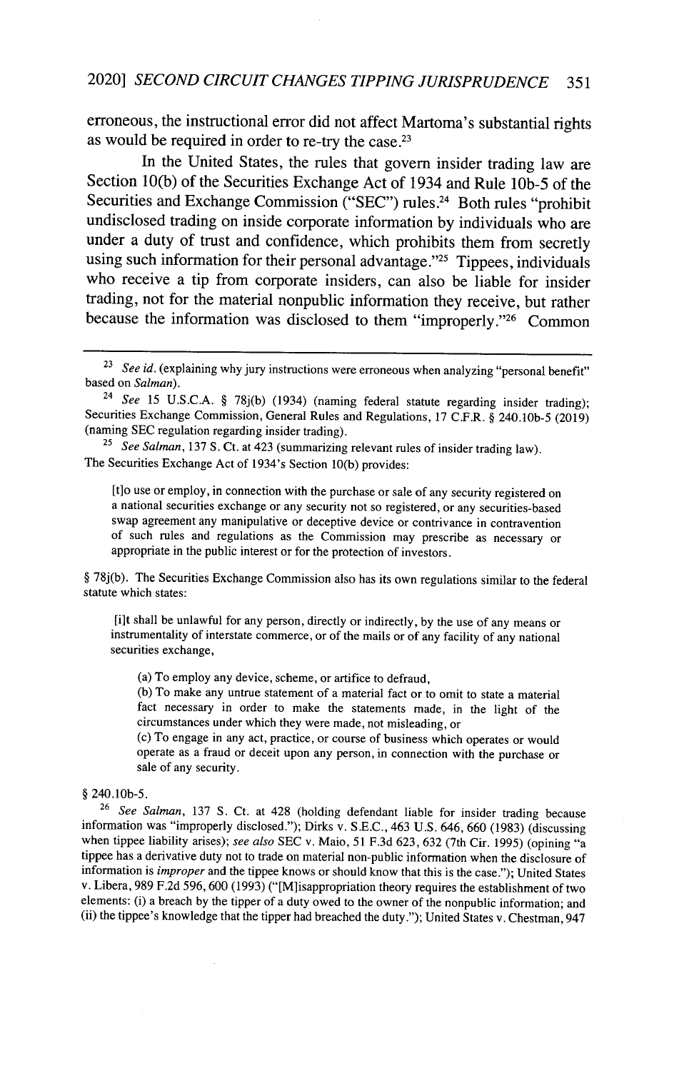erroneous, the instructional error did not affect Martoma's substantial rights as would be required in order to re-try the case.[23]

In the United States, the rules that govern insider trading law are Section 10(b) of the Securities Exchange Act of 1934 and Rule 10b-5 of the Securities and Exchange Commission ("SEC") rules.[24] Both rules "prohibit undisclosed trading on inside corporate information by individuals who are under a duty of trust and confidence, which prohibits them from secretly using such information for their personal advantage."[25] Tippees, individuals who receive a tip from corporate insiders, can also be liable for insider trading, not for the material nonpublic information they receive, but rather because the information was disclosed to them "improperly."[26] Common

---

[23] *See id.* (explaining why jury instructions were erroneous when analyzing "personal benefit" based on *Salman*).

[24] *See* 15 U.S.C.A. § 78j(b) (1934) (naming federal statute regarding insider trading); Securities Exchange Commission, General Rules and Regulations, 17 C.F.R. § 240.10b-5 (2019) (naming SEC regulation regarding insider trading).

[25] *See Salman*, 137 S. Ct. at 423 (summarizing relevant rules of insider trading law). The Securities Exchange Act of 1934's Section 10(b) provides:

> [t]o use or employ, in connection with the purchase or sale of any security registered on a national securities exchange or any security not so registered, or any securities-based swap agreement any manipulative or deceptive device or contrivance in contravention of such rules and regulations as the Commission may prescribe as necessary or appropriate in the public interest or for the protection of investors.

§ 78j(b). The Securities Exchange Commission also has its own regulations similar to the federal statute which states:

> [i]t shall be unlawful for any person, directly or indirectly, by the use of any means or instrumentality of interstate commerce, or of the mails or of any facility of any national securities exchange,
>
> (a) To employ any device, scheme, or artifice to defraud,
> (b) To make any untrue statement of a material fact or to omit to state a material fact necessary in order to make the statements made, in the light of the circumstances under which they were made, not misleading, or
> (c) To engage in any act, practice, or course of business which operates or would operate as a fraud or deceit upon any person, in connection with the purchase or sale of any security.

§ 240.10b-5.

[26] *See Salman*, 137 S. Ct. at 428 (holding defendant liable for insider trading because information was "improperly disclosed."); Dirks v. S.E.C., 463 U.S. 646, 660 (1983) (discussing when tippee liability arises); *see also* SEC v. Maio, 51 F.3d 623, 632 (7th Cir. 1995) (opining "a tippee has a derivative duty not to trade on material non-public information when the disclosure of information is *improper* and the tippee knows or should know that this is the case."); United States v. Libera, 989 F.2d 596, 600 (1993) ("[M]isappropriation theory requires the establishment of two elements: (i) a breach by the tipper of a duty owed to the owner of the nonpublic information; and (ii) the tippee's knowledge that the tipper had breached the duty."); United States v. Chestman, 947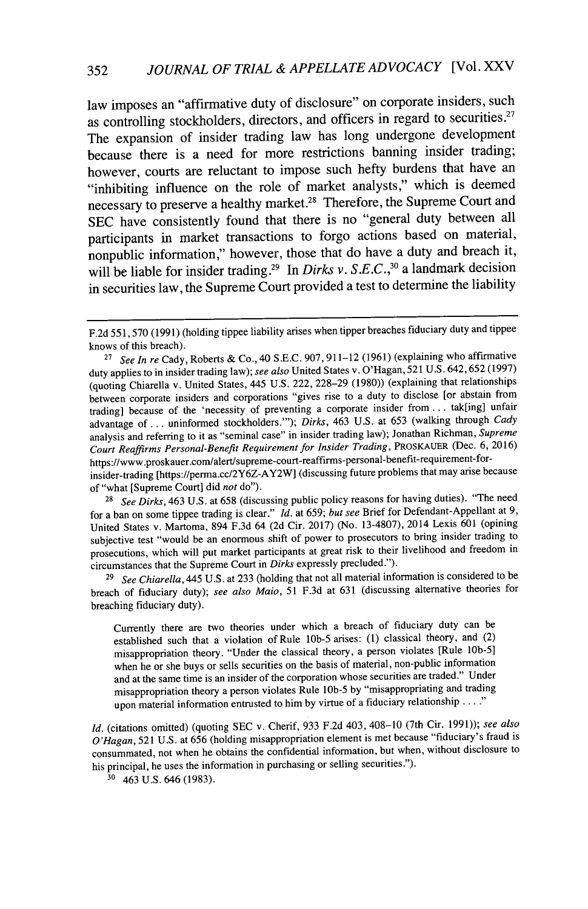law imposes an "affirmative duty of disclosure" on corporate insiders, such as controlling stockholders, directors, and officers in regard to securities.[27] The expansion of insider trading law has long undergone development because there is a need for more restrictions banning insider trading; however, courts are reluctant to impose such hefty burdens that have an "inhibiting influence on the role of market analysts," which is deemed necessary to preserve a healthy market.[28] Therefore, the Supreme Court and SEC have consistently found that there is no "general duty between all participants in market transactions to forgo actions based on material, nonpublic information," however, those that do have a duty and breach it, will be liable for insider trading.[29] In *Dirks v. S.E.C.*,[30] a landmark decision in securities law, the Supreme Court provided a test to determine the liability

---

F.2d 551, 570 (1991) (holding tippee liability arises when tipper breaches fiduciary duty and tippee knows of this breach).

[27] *See In re* Cady, Roberts & Co., 40 S.E.C. 907, 911–12 (1961) (explaining who affirmative duty applies to in insider trading law); *see also* United States v. O'Hagan, 521 U.S. 642, 652 (1997) (quoting Chiarella v. United States, 445 U.S. 222, 228–29 (1980)) (explaining that relationships between corporate insiders and corporations "gives rise to a duty to disclose [or abstain from trading] because of the 'necessity of preventing a corporate insider from . . . tak[ing] unfair advantage of . . . uninformed stockholders.'"); *Dirks*, 463 U.S. at 653 (walking through *Cady* analysis and referring to it as "seminal case" in insider trading law); Jonathan Richman, *Supreme Court Reaffirms Personal-Benefit Requirement for Insider Trading*, PROSKAUER (Dec. 6, 2016) https://www.proskauer.com/alert/supreme-court-reaffirms-personal-benefit-requirement-for-insider-trading [https://perma.cc/2Y6Z-AY2W] (discussing future problems that may arise because of "what [Supreme Court] did *not* do").

[28] *See Dirks*, 463 U.S. at 658 (discussing public policy reasons for having duties). "The need for a ban on some tippee trading is clear." *Id.* at 659; *but see* Brief for Defendant-Appellant at 9, United States v. Martoma, 894 F.3d 64 (2d Cir. 2017) (No. 13-4807), 2014 Lexis 601 (opining subjective test "would be an enormous shift of power to prosecutors to bring insider trading to prosecutions, which will put market participants at great risk to their livelihood and freedom in circumstances that the Supreme Court in *Dirks* expressly precluded.").

[29] *See Chiarella*, 445 U.S. at 233 (holding that not all material information is considered to be breach of fiduciary duty); *see also Maio*, 51 F.3d at 631 (discussing alternative theories for breaching fiduciary duty).

> Currently there are two theories under which a breach of fiduciary duty can be established such that a violation of Rule 10b-5 arises: (1) classical theory, and (2) misappropriation theory. "Under the classical theory, a person violates [Rule 10b-5] when he or she buys or sells securities on the basis of material, non-public information and at the same time is an insider of the corporation whose securities are traded." Under misappropriation theory a person violates Rule 10b-5 by "misappropriating and trading upon material information entrusted to him by virtue of a fiduciary relationship . . . ."

*Id.* (citations omitted) (quoting SEC v. Cherif, 933 F.2d 403, 408–10 (7th Cir. 1991)); *see also O'Hagan*, 521 U.S. at 656 (holding misappropriation element is met because "fiduciary's fraud is consummated, not when he obtains the confidential information, but when, without disclosure to his principal, he uses the information in purchasing or selling securities.").

[30] 463 U.S. 646 (1983).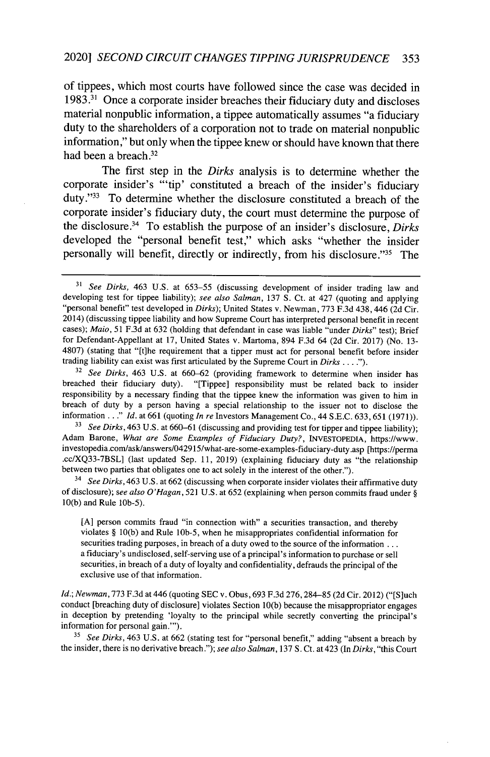of tippees, which most courts have followed since the case was decided in 1983.[31] Once a corporate insider breaches their fiduciary duty and discloses material nonpublic information, a tippee automatically assumes "a fiduciary duty to the shareholders of a corporation not to trade on material nonpublic information," but only when the tippee knew or should have known that there had been a breach.[32]

The first step in the *Dirks* analysis is to determine whether the corporate insider's "'tip' constituted a breach of the insider's fiduciary duty."[33] To determine whether the disclosure constituted a breach of the corporate insider's fiduciary duty, the court must determine the purpose of the disclosure.[34] To establish the purpose of an insider's disclosure, *Dirks* developed the "personal benefit test," which asks "whether the insider personally will benefit, directly or indirectly, from his disclosure."[35] The

---

[31] *See Dirks*, 463 U.S. at 653–55 (discussing development of insider trading law and developing test for tippee liability); *see also Salman*, 137 S. Ct. at 427 (quoting and applying "personal benefit" test developed in *Dirks*); United States v. Newman, 773 F.3d 438, 446 (2d Cir. 2014) (discussing tippee liability and how Supreme Court has interpreted personal benefit in recent cases); *Maio*, 51 F.3d at 632 (holding that defendant in case was liable "under *Dirks*" test); Brief for Defendant-Appellant at 17, United States v. Martoma, 894 F.3d 64 (2d Cir. 2017) (No. 13-4807) (stating that "[t]he requirement that a tipper must act for personal benefit before insider trading liability can exist was first articulated by the Supreme Court in *Dirks* . . . .").

[32] *See Dirks*, 463 U.S. at 660–62 (providing framework to determine when insider has breached their fiduciary duty). "[Tippee] responsibility must be related back to insider responsibility by a necessary finding that the tippee knew the information was given to him in breach of duty by a person having a special relationship to the issuer not to disclose the information . . ." *Id.* at 661 (quoting *In re* Investors Management Co., 44 S.E.C. 633, 651 (1971)).

[33] *See Dirks*, 463 U.S. at 660–61 (discussing and providing test for tipper and tippee liability); Adam Barone, *What are Some Examples of Fiduciary Duty?*, INVESTOPEDIA, https://www.investopedia.com/ask/answers/042915/what-are-some-examples-fiduciary-duty.asp [https://perma.cc/XQ33-7BSL] (last updated Sep. 11, 2019) (explaining fiduciary duty as "the relationship between two parties that obligates one to act solely in the interest of the other.").

[34] *See Dirks*, 463 U.S. at 662 (discussing when corporate insider violates their affirmative duty of disclosure); *see also O'Hagan*, 521 U.S. at 652 (explaining when person commits fraud under § 10(b) and Rule 10b-5).

> [A] person commits fraud "in connection with" a securities transaction, and thereby violates § 10(b) and Rule 10b-5, when he misappropriates confidential information for securities trading purposes, in breach of a duty owed to the source of the information . . . a fiduciary's undisclosed, self-serving use of a principal's information to purchase or sell securities, in breach of a duty of loyalty and confidentiality, defrauds the principal of the exclusive use of that information.

*Id.*; *Newman*, 773 F.3d at 446 (quoting SEC v. Obus, 693 F.3d 276, 284–85 (2d Cir. 2012) ("[S]uch conduct [breaching duty of disclosure] violates Section 10(b) because the misappropriator engages in deception by pretending 'loyalty to the principal while secretly converting the principal's information for personal gain.'").

[35] *See Dirks*, 463 U.S. at 662 (stating test for "personal benefit," adding "absent a breach by the insider, there is no derivative breach."); *see also Salman*, 137 S. Ct. at 423 (In *Dirks*, "this Court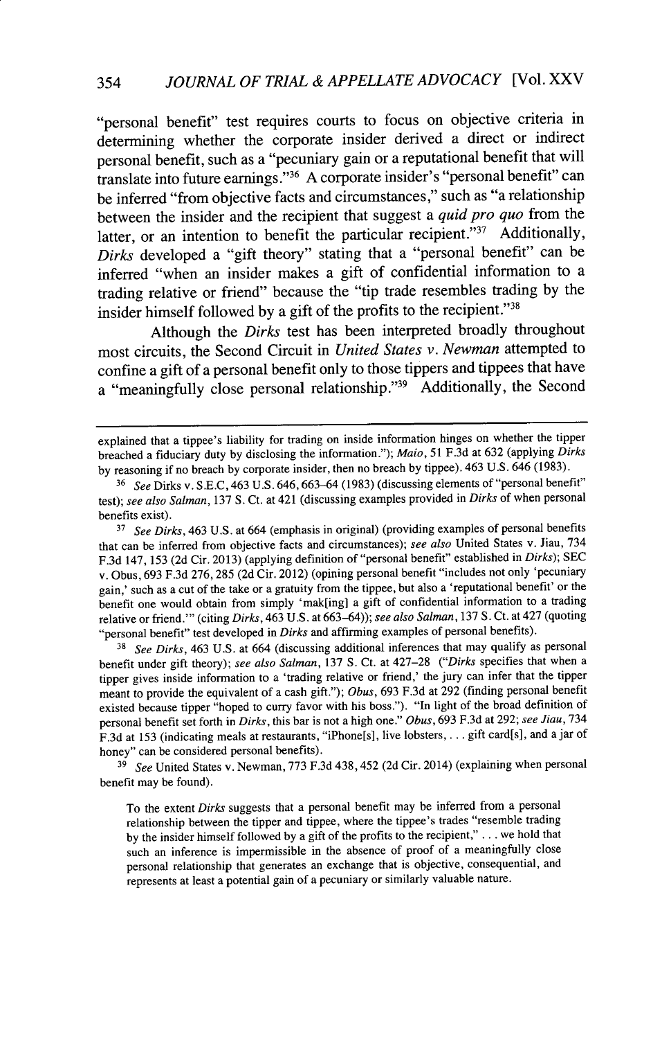"personal benefit" test requires courts to focus on objective criteria in determining whether the corporate insider derived a direct or indirect personal benefit, such as a "pecuniary gain or a reputational benefit that will translate into future earnings."[36] A corporate insider's "personal benefit" can be inferred "from objective facts and circumstances," such as "a relationship between the insider and the recipient that suggest a *quid pro quo* from the latter, or an intention to benefit the particular recipient."[37] Additionally, *Dirks* developed a "gift theory" stating that a "personal benefit" can be inferred "when an insider makes a gift of confidential information to a trading relative or friend" because the "tip trade resembles trading by the insider himself followed by a gift of the profits to the recipient."[38]

Although the *Dirks* test has been interpreted broadly throughout most circuits, the Second Circuit in *United States v. Newman* attempted to confine a gift of a personal benefit only to those tippers and tippees that have a "meaningfully close personal relationship."[39] Additionally, the Second

---

explained that a tippee's liability for trading on inside information hinges on whether the tipper breached a fiduciary duty by disclosing the information."); *Maio*, 51 F.3d at 632 (applying *Dirks* by reasoning if no breach by corporate insider, then no breach by tippee). 463 U.S. 646 (1983).

[36] *See* Dirks v. S.E.C, 463 U.S. 646, 663–64 (1983) (discussing elements of "personal benefit" test); *see also Salman*, 137 S. Ct. at 421 (discussing examples provided in *Dirks* of when personal benefits exist).

[37] *See Dirks*, 463 U.S. at 664 (emphasis in original) (providing examples of personal benefits that can be inferred from objective facts and circumstances); *see also* United States v. Jiau, 734 F.3d 147, 153 (2d Cir. 2013) (applying definition of "personal benefit" established in *Dirks*); SEC v. Obus, 693 F.3d 276, 285 (2d Cir. 2012) (opining personal benefit "includes not only 'pecuniary gain,' such as a cut of the take or a gratuity from the tippee, but also a 'reputational benefit' or the benefit one would obtain from simply 'mak[ing] a gift of confidential information to a trading relative or friend.'" (citing *Dirks*, 463 U.S. at 663–64)); *see also Salman*, 137 S. Ct. at 427 (quoting "personal benefit" test developed in *Dirks* and affirming examples of personal benefits).

[38] *See Dirks*, 463 U.S. at 664 (discussing additional inferences that may qualify as personal benefit under gift theory); *see also Salman*, 137 S. Ct. at 427–28 ("*Dirks* specifies that when a tipper gives inside information to a 'trading relative or friend,' the jury can infer that the tipper meant to provide the equivalent of a cash gift."); *Obus*, 693 F.3d at 292 (finding personal benefit existed because tipper "hoped to curry favor with his boss."). "In light of the broad definition of personal benefit set forth in *Dirks*, this bar is not a high one." *Obus*, 693 F.3d at 292; *see Jiau*, 734 F.3d at 153 (indicating meals at restaurants, "iPhone[s], live lobsters, . . . gift card[s], and a jar of honey" can be considered personal benefits).

[39] *See* United States v. Newman, 773 F.3d 438, 452 (2d Cir. 2014) (explaining when personal benefit may be found).

> To the extent *Dirks* suggests that a personal benefit may be inferred from a personal relationship between the tipper and tippee, where the tippee's trades "resemble trading by the insider himself followed by a gift of the profits to the recipient," . . . we hold that such an inference is impermissible in the absence of proof of a meaningfully close personal relationship that generates an exchange that is objective, consequential, and represents at least a potential gain of a pecuniary or similarly valuable nature.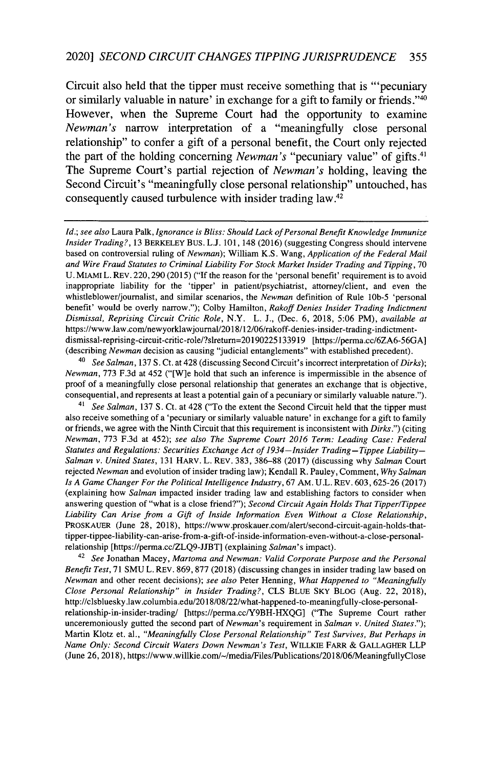Circuit also held that the tipper must receive something that is "'pecuniary or similarly valuable in nature' in exchange for a gift to family or friends."[40] However, when the Supreme Court had the opportunity to examine *Newman's* narrow interpretation of a "meaningfully close personal relationship" to confer a gift of a personal benefit, the Court only rejected the part of the holding concerning *Newman's* "pecuniary value" of gifts.[41] The Supreme Court's partial rejection of *Newman's* holding, leaving the Second Circuit's "meaningfully close personal relationship" untouched, has consequently caused turbulence with insider trading law.[42]

---

*Id.*; *see also* Laura Palk, *Ignorance is Bliss: Should Lack of Personal Benefit Knowledge Immunize Insider Trading?*, 13 BERKELEY BUS. L.J. 101, 148 (2016) (suggesting Congress should intervene based on controversial ruling of *Newman*); William K.S. Wang, *Application of the Federal Mail and Wire Fraud Statutes to Criminal Liability For Stock Market Insider Trading and Tipping*, 70 U. MIAMI L. REV. 220, 290 (2015) ("If the reason for the 'personal benefit' requirement is to avoid inappropriate liability for the 'tipper' in patient/psychiatrist, attorney/client, and even the whistleblower/journalist, and similar scenarios, the *Newman* definition of Rule 10b-5 'personal benefit' would be overly narrow."); Colby Hamilton, *Rakoff Denies Insider Trading Indictment Dismissal, Reprising Circuit Critic Role*, N.Y. L. J., (Dec. 6, 2018, 5:06 PM), *available at* https://www.law.com/newyorklawjournal/2018/12/06/rakoff-denies-insider-trading-indictment-dismissal-reprising-circuit-critic-role/?slreturn=20190225133919 [https://perma.cc/6ZA6-56GA] (describing *Newman* decision as causing "judicial entanglements" with established precedent).

[40] *See Salman*, 137 S. Ct. at 428 (discussing Second Circuit's incorrect interpretation of *Dirks*); *Newman*, 773 F.3d at 452 ("[W]e hold that such an inference is impermissible in the absence of proof of a meaningfully close personal relationship that generates an exchange that is objective, consequential, and represents at least a potential gain of a pecuniary or similarly valuable nature.").

[41] *See Salman*, 137 S. Ct. at 428 ("To the extent the Second Circuit held that the tipper must also receive something of a 'pecuniary or similarly valuable nature' in exchange for a gift to family or friends, we agree with the Ninth Circuit that this requirement is inconsistent with *Dirks*.") (citing *Newman*, 773 F.3d at 452); *see also The Supreme Court 2016 Term: Leading Case: Federal Statutes and Regulations: Securities Exchange Act of 1934—Insider Trading—Tippee Liability—Salman v. United States*, 131 HARV. L. REV. 383, 386–88 (2017) (discussing why *Salman* Court rejected *Newman* and evolution of insider trading law); Kendall R. Pauley, Comment, *Why Salman Is A Game Changer For the Political Intelligence Industry*, 67 AM. U.L. REV. 603, 625-26 (2017) (explaining how *Salman* impacted insider trading law and establishing factors to consider when answering question of "what is a close friend?"); *Second Circuit Again Holds That Tipper/Tippee Liability Can Arise from a Gift of Inside Information Even Without a Close Relationship*, PROSKAUER (June 28, 2018), https://www.proskauer.com/alert/second-circuit-again-holds-that-tipper-tippee-liability-can-arise-from-a-gift-of-inside-information-even-without-a-close-personal-relationship [https://perma.cc/ZLQ9-JJBT] (explaining *Salman*'s impact).

[42] *See* Jonathan Macey, *Martoma and Newman: Valid Corporate Purpose and the Personal Benefit Test*, 71 SMU L. REV. 869, 877 (2018) (discussing changes in insider trading law based on *Newman* and other recent decisions); *see also* Peter Henning, *What Happened to "Meaningfully Close Personal Relationship" in Insider Trading?*, CLS BLUE SKY BLOG (Aug. 22, 2018), http://clsbluesky.law.columbia.edu/2018/08/22/what-happened-to-meaningfully-close-personal-relationship-in-insider-trading/ [https://perma.cc/Y9BH-HXQG] ("The Supreme Court rather unceremoniously gutted the second part of *Newman*'s requirement in *Salman v. United States*."); Martin Klotz et. al., *"Meaningfully Close Personal Relationship" Test Survives, But Perhaps in Name Only: Second Circuit Waters Down Newman's Test*, WILLKIE FARR & GALLAGHER LLP (June 26, 2018), https://www.willkie.com/~/media/Files/Publications/2018/06/MeaningfullyClose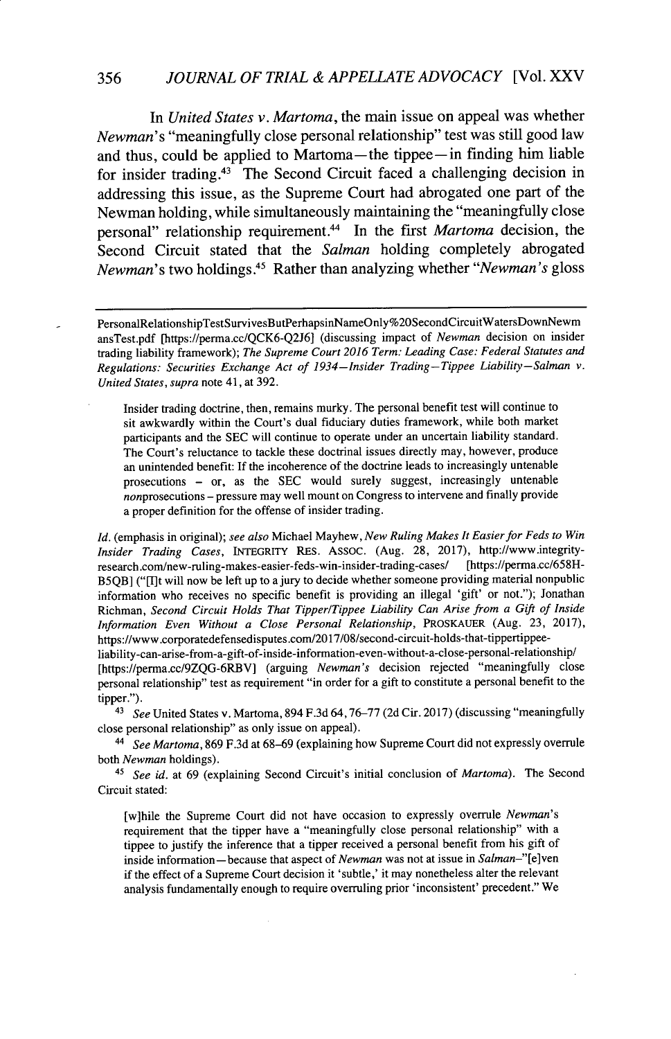In *United States v. Martoma*, the main issue on appeal was whether *Newman*'s "meaningfully close personal relationship" test was still good law and thus, could be applied to Martoma—the tippee—in finding him liable for insider trading.[43] The Second Circuit faced a challenging decision in addressing this issue, as the Supreme Court had abrogated one part of the Newman holding, while simultaneously maintaining the "meaningfully close personal" relationship requirement.[44] In the first *Martoma* decision, the Second Circuit stated that the *Salman* holding completely abrogated *Newman*'s two holdings.[45] Rather than analyzing whether "*Newman's* gloss

---

PersonalRelationshipTestSurvivesButPerhapsinNameOnly%20SecondCircuitWatersDownNewmansTest.pdf [https://perma.cc/QCK6-Q2J6] (discussing impact of *Newman* decision on insider trading liability framework); *The Supreme Court 2016 Term: Leading Case: Federal Statutes and Regulations: Securities Exchange Act of 1934—Insider Trading—Tippee Liability—Salman v. United States*, *supra* note 41, at 392.

> Insider trading doctrine, then, remains murky. The personal benefit test will continue to sit awkwardly within the Court's dual fiduciary duties framework, while both market participants and the SEC will continue to operate under an uncertain liability standard. The Court's reluctance to tackle these doctrinal issues directly may, however, produce an unintended benefit: If the incoherence of the doctrine leads to increasingly untenable prosecutions – or, as the SEC would surely suggest, increasingly untenable *non*prosecutions – pressure may well mount on Congress to intervene and finally provide a proper definition for the offense of insider trading.

*Id.* (emphasis in original); *see also* Michael Mayhew, *New Ruling Makes It Easier for Feds to Win Insider Trading Cases*, INTEGRITY RES. ASSOC. (Aug. 28, 2017), http://www.integrity-research.com/new-ruling-makes-easier-feds-win-insider-trading-cases/ [https://perma.cc/658H-B5QB] ("[I]t will now be left up to a jury to decide whether someone providing material nonpublic information who receives no specific benefit is providing an illegal 'gift' or not."); Jonathan Richman, *Second Circuit Holds That Tipper/Tippee Liability Can Arise from a Gift of Inside Information Even Without a Close Personal Relationship*, PROSKAUER (Aug. 23, 2017), https://www.corporatedefensedisputes.com/2017/08/second-circuit-holds-that-tippertippee-liability-can-arise-from-a-gift-of-inside-information-even-without-a-close-personal-relationship/ [https://perma.cc/9ZQG-6RBV] (arguing *Newman's* decision rejected "meaningfully close personal relationship" test as requirement "in order for a gift to constitute a personal benefit to the tipper.").

[43] *See* United States v. Martoma, 894 F.3d 64, 76–77 (2d Cir. 2017) (discussing "meaningfully close personal relationship" as only issue on appeal).

[44] *See Martoma*, 869 F.3d at 68–69 (explaining how Supreme Court did not expressly overrule both *Newman* holdings).

[45] *See id.* at 69 (explaining Second Circuit's initial conclusion of *Martoma*). The Second Circuit stated:

> [w]hile the Supreme Court did not have occasion to expressly overrule *Newman*'s requirement that the tipper have a "meaningfully close personal relationship" with a tippee to justify the inference that a tipper received a personal benefit from his gift of inside information—because that aspect of *Newman* was not at issue in *Salman*–"[e]ven if the effect of a Supreme Court decision it 'subtle,' it may nonetheless alter the relevant analysis fundamentally enough to require overruling prior 'inconsistent' precedent." We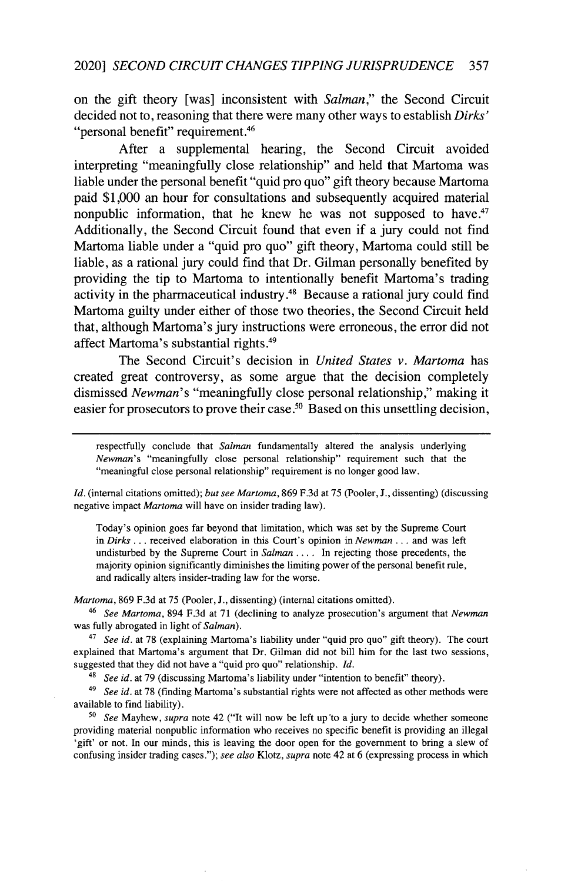on the gift theory [was] inconsistent with *Salman*," the Second Circuit decided not to, reasoning that there were many other ways to establish *Dirks'* "personal benefit" requirement.[46]

After a supplemental hearing, the Second Circuit avoided interpreting "meaningfully close relationship" and held that Martoma was liable under the personal benefit "quid pro quo" gift theory because Martoma paid $1,000 an hour for consultations and subsequently acquired material nonpublic information, that he knew he was not supposed to have.[47] Additionally, the Second Circuit found that even if a jury could not find Martoma liable under a "quid pro quo" gift theory, Martoma could still be liable, as a rational jury could find that Dr. Gilman personally benefited by providing the tip to Martoma to intentionally benefit Martoma's trading activity in the pharmaceutical industry.[48] Because a rational jury could find Martoma guilty under either of those two theories, the Second Circuit held that, although Martoma's jury instructions were erroneous, the error did not affect Martoma's substantial rights.[49]

The Second Circuit's decision in *United States v. Martoma* has created great controversy, as some argue that the decision completely dismissed *Newman*'s "meaningfully close personal relationship," making it easier for prosecutors to prove their case.[50] Based on this unsettling decision,

---

> respectfully conclude that *Salman* fundamentally altered the analysis underlying *Newman*'s "meaningfully close personal relationship" requirement such that the "meaningful close personal relationship" requirement is no longer good law.

*Id.* (internal citations omitted); *but see Martoma*, 869 F.3d at 75 (Pooler, J., dissenting) (discussing negative impact *Martoma* will have on insider trading law).

> Today's opinion goes far beyond that limitation, which was set by the Supreme Court in *Dirks* . . . received elaboration in this Court's opinion in *Newman* . . . and was left undisturbed by the Supreme Court in *Salman* . . . . In rejecting those precedents, the majority opinion significantly diminishes the limiting power of the personal benefit rule, and radically alters insider-trading law for the worse.

*Martoma*, 869 F.3d at 75 (Pooler, J., dissenting) (internal citations omitted).

[46] *See Martoma*, 894 F.3d at 71 (declining to analyze prosecution's argument that *Newman* was fully abrogated in light of *Salman*).

[47] *See id.* at 78 (explaining Martoma's liability under "quid pro quo" gift theory). The court explained that Martoma's argument that Dr. Gilman did not bill him for the last two sessions, suggested that they did not have a "quid pro quo" relationship. *Id.*

[48] *See id.* at 79 (discussing Martoma's liability under "intention to benefit" theory).

[49] *See id.* at 78 (finding Martoma's substantial rights were not affected as other methods were available to find liability).

[50] *See* Mayhew, *supra* note 42 ("It will now be left up to a jury to decide whether someone providing material nonpublic information who receives no specific benefit is providing an illegal 'gift' or not. In our minds, this is leaving the door open for the government to bring a slew of confusing insider trading cases."); *see also* Klotz, *supra* note 42 at 6 (expressing process in which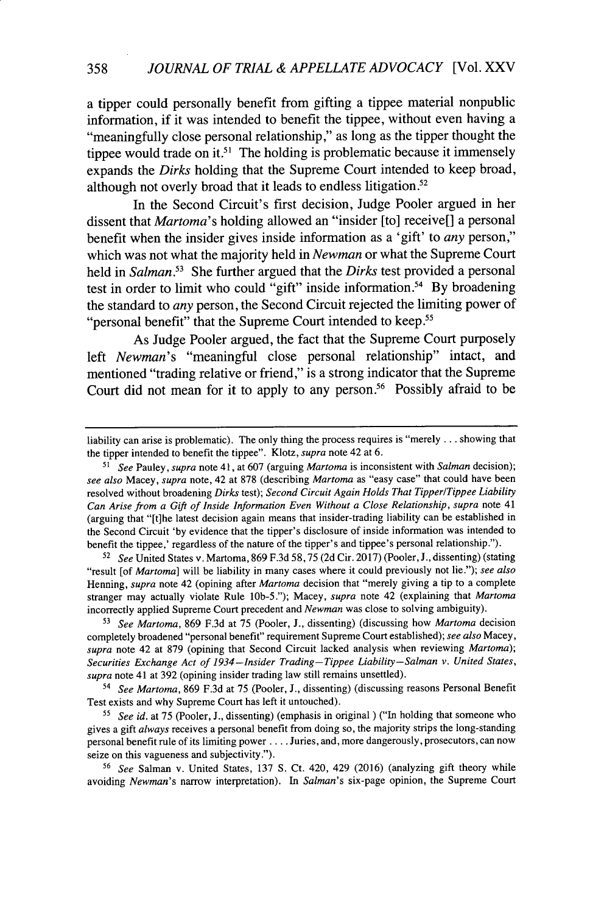a tipper could personally benefit from gifting a tippee material nonpublic information, if it was intended to benefit the tippee, without even having a "meaningfully close personal relationship," as long as the tipper thought the tippee would trade on it.[51] The holding is problematic because it immensely expands the *Dirks* holding that the Supreme Court intended to keep broad, although not overly broad that it leads to endless litigation.[52]

In the Second Circuit's first decision, Judge Pooler argued in her dissent that *Martoma*'s holding allowed an "insider [to] receive[] a personal benefit when the insider gives inside information as a 'gift' to *any* person," which was not what the majority held in *Newman* or what the Supreme Court held in *Salman*.[53] She further argued that the *Dirks* test provided a personal test in order to limit who could "gift" inside information.[54] By broadening the standard to *any* person, the Second Circuit rejected the limiting power of "personal benefit" that the Supreme Court intended to keep.[55]

As Judge Pooler argued, the fact that the Supreme Court purposely left *Newman*'s "meaningful close personal relationship" intact, and mentioned "trading relative or friend," is a strong indicator that the Supreme Court did not mean for it to apply to any person.[56] Possibly afraid to be

---

liability can arise is problematic). The only thing the process requires is "merely . . . showing that the tipper intended to benefit the tippee". Klotz, *supra* note 42 at 6.

[51] *See* Pauley, *supra* note 41, at 607 (arguing *Martoma* is inconsistent with *Salman* decision); *see also* Macey, *supra* note, 42 at 878 (describing *Martoma* as "easy case" that could have been resolved without broadening *Dirks* test); *Second Circuit Again Holds That Tipper/Tippee Liability Can Arise from a Gift of Inside Information Even Without a Close Relationship*, *supra* note 41 (arguing that "[t]he latest decision again means that insider-trading liability can be established in the Second Circuit 'by evidence that the tipper's disclosure of inside information was intended to benefit the tippee,' regardless of the nature of the tipper's and tippee's personal relationship.").

[52] *See* United States v. Martoma, 869 F.3d 58, 75 (2d Cir. 2017) (Pooler, J., dissenting) (stating "result [of *Martoma*] will be liability in many cases where it could previously not lie."); *see also* Henning, *supra* note 42 (opining after *Martoma* decision that "merely giving a tip to a complete stranger may actually violate Rule 10b-5."); Macey, *supra* note 42 (explaining that *Martoma* incorrectly applied Supreme Court precedent and *Newman* was close to solving ambiguity).

[53] *See Martoma*, 869 F.3d at 75 (Pooler, J., dissenting) (discussing how *Martoma* decision completely broadened "personal benefit" requirement Supreme Court established); *see also* Macey, *supra* note 42 at 879 (opining that Second Circuit lacked analysis when reviewing *Martoma*); *Securities Exchange Act of 1934—Insider Trading—Tippee Liability—Salman v. United States*, *supra* note 41 at 392 (opining insider trading law still remains unsettled).

[54] *See Martoma*, 869 F.3d at 75 (Pooler, J., dissenting) (discussing reasons Personal Benefit Test exists and why Supreme Court has left it untouched).

[55] *See id.* at 75 (Pooler, J., dissenting) (emphasis in original ) ("In holding that someone who gives a gift *always* receives a personal benefit from doing so, the majority strips the long-standing personal benefit rule of its limiting power . . . . Juries, and, more dangerously, prosecutors, can now seize on this vagueness and subjectivity.").

[56] *See* Salman v. United States, 137 S. Ct. 420, 429 (2016) (analyzing gift theory while avoiding *Newman*'s narrow interpretation). In *Salman*'s six-page opinion, the Supreme Court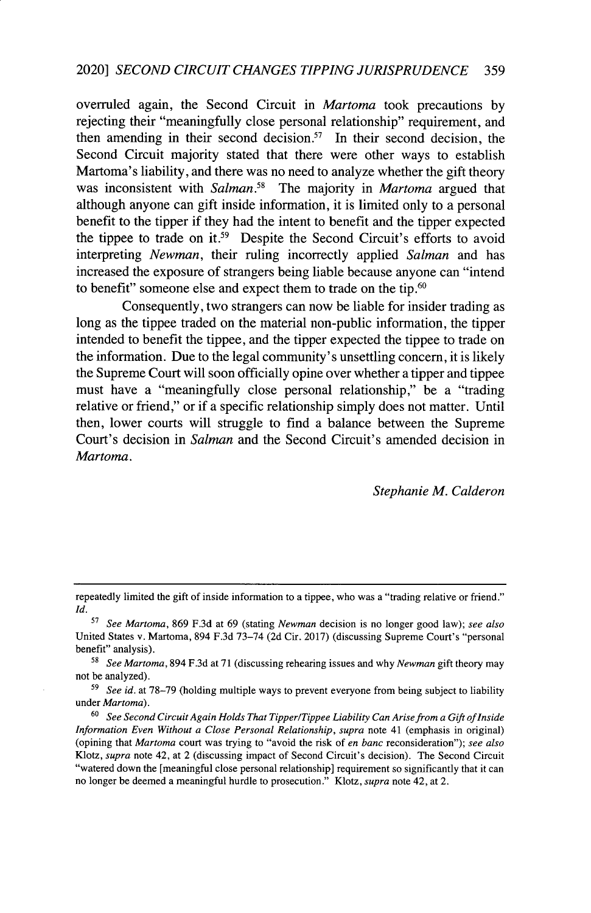overruled again, the Second Circuit in *Martoma* took precautions by rejecting their "meaningfully close personal relationship" requirement, and then amending in their second decision.[57] In their second decision, the Second Circuit majority stated that there were other ways to establish Martoma's liability, and there was no need to analyze whether the gift theory was inconsistent with *Salman*.[58] The majority in *Martoma* argued that although anyone can gift inside information, it is limited only to a personal benefit to the tipper if they had the intent to benefit and the tipper expected the tippee to trade on it.[59] Despite the Second Circuit's efforts to avoid interpreting *Newman*, their ruling incorrectly applied *Salman* and has increased the exposure of strangers being liable because anyone can "intend to benefit" someone else and expect them to trade on the tip.[60]

Consequently, two strangers can now be liable for insider trading as long as the tippee traded on the material non-public information, the tipper intended to benefit the tippee, and the tipper expected the tippee to trade on the information. Due to the legal community's unsettling concern, it is likely the Supreme Court will soon officially opine over whether a tipper and tippee must have a "meaningfully close personal relationship," be a "trading relative or friend," or if a specific relationship simply does not matter. Until then, lower courts will struggle to find a balance between the Supreme Court's decision in *Salman* and the Second Circuit's amended decision in *Martoma*.

*Stephanie M. Calderon*

---

repeatedly limited the gift of inside information to a tippee, who was a "trading relative or friend." *Id.*

[57] *See Martoma*, 869 F.3d at 69 (stating *Newman* decision is no longer good law); *see also* United States v. Martoma, 894 F.3d 73–74 (2d Cir. 2017) (discussing Supreme Court's "personal benefit" analysis).

[58] *See Martoma*, 894 F.3d at 71 (discussing rehearing issues and why *Newman* gift theory may not be analyzed).

[59] *See id.* at 78–79 (holding multiple ways to prevent everyone from being subject to liability under *Martoma*).

[60] *See Second Circuit Again Holds That Tipper/Tippee Liability Can Arise from a Gift of Inside Information Even Without a Close Personal Relationship*, *supra* note 41 (emphasis in original) (opining that *Martoma* court was trying to "avoid the risk of *en banc* reconsideration"); *see also* Klotz, *supra* note 42, at 2 (discussing impact of Second Circuit's decision). The Second Circuit "watered down the [meaningful close personal relationship] requirement so significantly that it can no longer be deemed a meaningful hurdle to prosecution." Klotz, *supra* note 42, at 2.